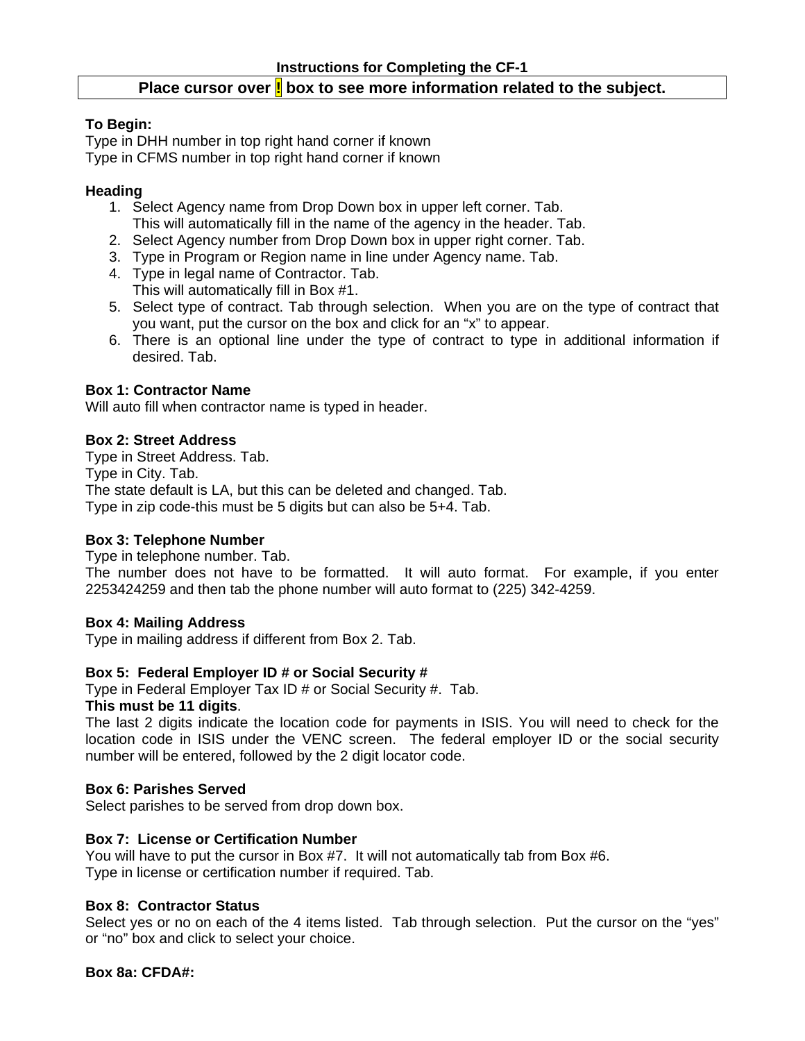**Instructions for Completing the CF-1**

**Place cursor over ! box to see more information related to the subject.**

**To Begin:**

Type in DHH number in top right hand corner if known
Type in CFMS number in top right hand corner if known

**Heading**

1. Select Agency name from Drop Down box in upper left corner. Tab.
   This will automatically fill in the name of the agency in the header. Tab.
2. Select Agency number from Drop Down box in upper right corner. Tab.
3. Type in Program or Region name in line under Agency name. Tab.
4. Type in legal name of Contractor. Tab.
   This will automatically fill in Box #1.
5. Select type of contract. Tab through selection. When you are on the type of contract that you want, put the cursor on the box and click for an "x" to appear.
6. There is an optional line under the type of contract to type in additional information if desired. Tab.

**Box 1: Contractor Name**

Will auto fill when contractor name is typed in header.

**Box 2: Street Address**

Type in Street Address. Tab.
Type in City. Tab.
The state default is LA, but this can be deleted and changed. Tab.
Type in zip code-this must be 5 digits but can also be 5+4. Tab.

**Box 3: Telephone Number**

Type in telephone number. Tab.
The number does not have to be formatted. It will auto format. For example, if you enter 2253424259 and then tab the phone number will auto format to (225) 342-4259.

**Box 4: Mailing Address**

Type in mailing address if different from Box 2. Tab.

**Box 5: Federal Employer ID # or Social Security #**

Type in Federal Employer Tax ID # or Social Security #. Tab.
**This must be 11 digits**.
The last 2 digits indicate the location code for payments in ISIS. You will need to check for the location code in ISIS under the VENC screen. The federal employer ID or the social security number will be entered, followed by the 2 digit locator code.

**Box 6: Parishes Served**

Select parishes to be served from drop down box.

**Box 7: License or Certification Number**

You will have to put the cursor in Box #7. It will not automatically tab from Box #6.
Type in license or certification number if required. Tab.

**Box 8: Contractor Status**

Select yes or no on each of the 4 items listed. Tab through selection. Put the cursor on the "yes" or "no" box and click to select your choice.

**Box 8a: CFDA#:**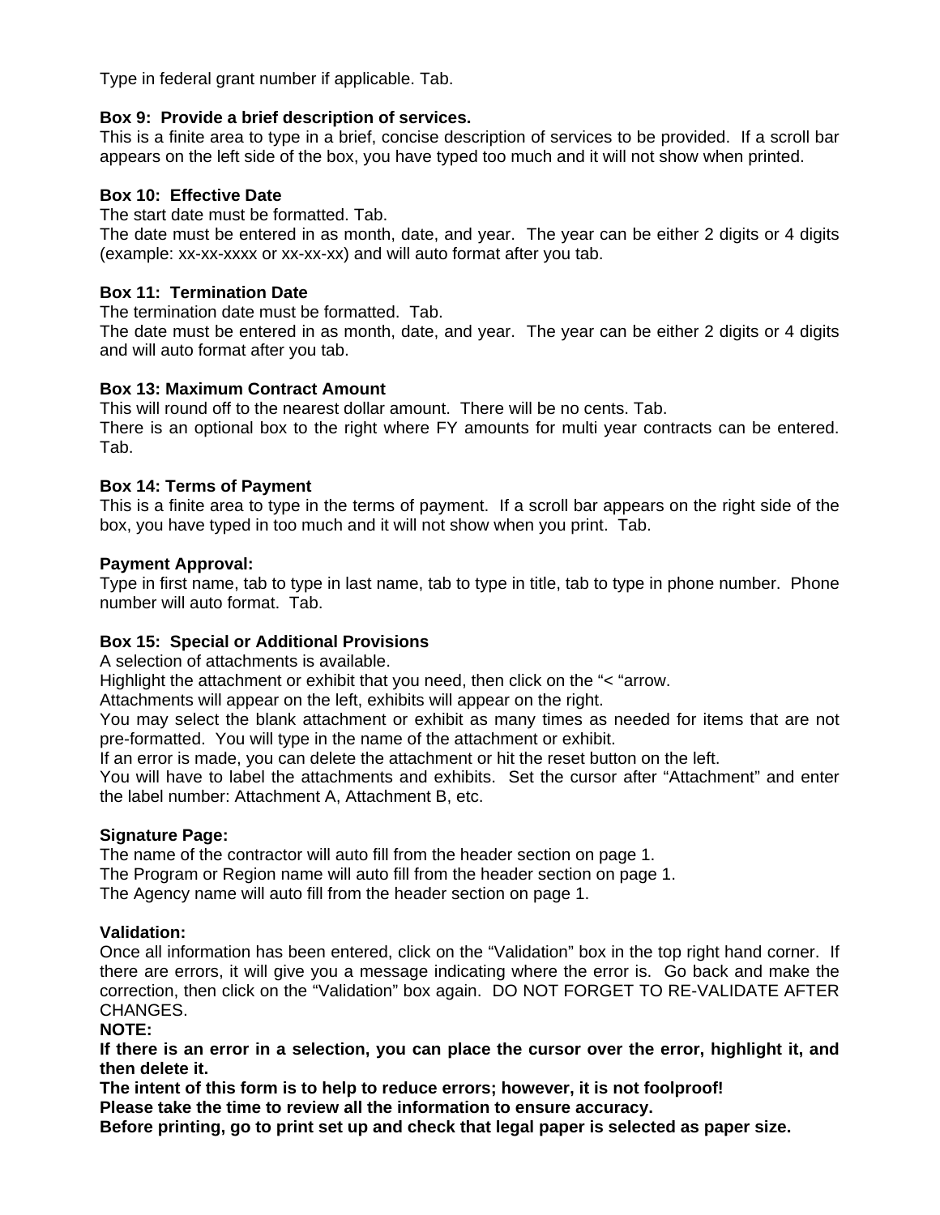Type in federal grant number if applicable. Tab.

**Box 9: Provide a brief description of services.**
This is a finite area to type in a brief, concise description of services to be provided. If a scroll bar appears on the left side of the box, you have typed too much and it will not show when printed.

**Box 10: Effective Date**
The start date must be formatted. Tab.
The date must be entered in as month, date, and year. The year can be either 2 digits or 4 digits (example: xx-xx-xxxx or xx-xx-xx) and will auto format after you tab.

**Box 11: Termination Date**
The termination date must be formatted. Tab.
The date must be entered in as month, date, and year. The year can be either 2 digits or 4 digits and will auto format after you tab.

**Box 13: Maximum Contract Amount**
This will round off to the nearest dollar amount. There will be no cents. Tab.
There is an optional box to the right where FY amounts for multi year contracts can be entered. Tab.

**Box 14: Terms of Payment**
This is a finite area to type in the terms of payment. If a scroll bar appears on the right side of the box, you have typed in too much and it will not show when you print. Tab.

**Payment Approval:**
Type in first name, tab to type in last name, tab to type in title, tab to type in phone number. Phone number will auto format. Tab.

**Box 15: Special or Additional Provisions**
A selection of attachments is available.
Highlight the attachment or exhibit that you need, then click on the "< "arrow.
Attachments will appear on the left, exhibits will appear on the right.
You may select the blank attachment or exhibit as many times as needed for items that are not pre-formatted. You will type in the name of the attachment or exhibit.
If an error is made, you can delete the attachment or hit the reset button on the left.
You will have to label the attachments and exhibits. Set the cursor after "Attachment" and enter the label number: Attachment A, Attachment B, etc.

**Signature Page:**
The name of the contractor will auto fill from the header section on page 1.
The Program or Region name will auto fill from the header section on page 1.
The Agency name will auto fill from the header section on page 1.

**Validation:**
Once all information has been entered, click on the "Validation" box in the top right hand corner. If there are errors, it will give you a message indicating where the error is. Go back and make the correction, then click on the "Validation" box again. DO NOT FORGET TO RE-VALIDATE AFTER CHANGES.

**NOTE:**
**If there is an error in a selection, you can place the cursor over the error, highlight it, and then delete it.**
**The intent of this form is to help to reduce errors; however, it is not foolproof!**
**Please take the time to review all the information to ensure accuracy.**
**Before printing, go to print set up and check that legal paper is selected as paper size.**